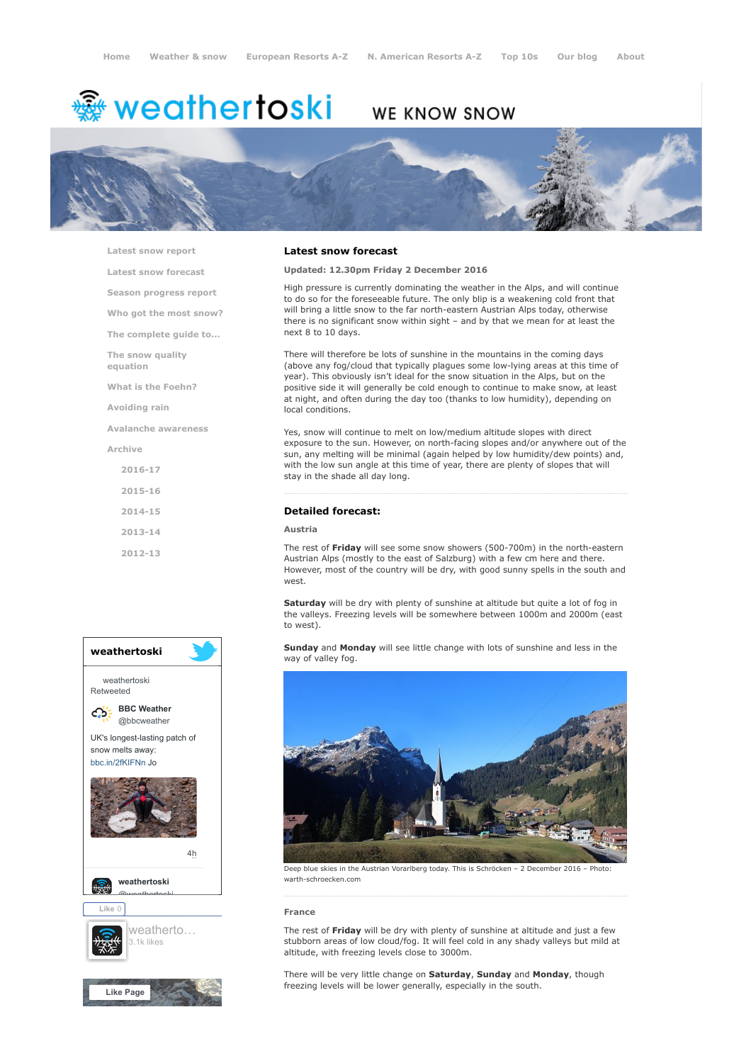Home | Weather & snow | European Resorts A-Z | N. American Resorts A-Z | Top 10s | Our blog | About

# weathertoski

WE KNOW SNOW

- Latest snow report
- Latest snow forecast
- Season progress report
- Who got the most snow?
- The complete guide to...
- The snow quality equation
- What is the Foehn?
- Avoiding rain
- Avalanche awareness
- Archive
  - 2016-17
  - 2015-16
  - 2014-15
  - 2013-14
  - 2012-13

## Latest snow forecast

**Updated: 12.30pm Friday 2 December 2016**

High pressure is currently dominating the weather in the Alps, and will continue to do so for the foreseeable future. The only blip is a weakening cold front that will bring a little snow to the far north-eastern Austrian Alps today, otherwise there is no significant snow within sight – and by that we mean for at least the next 8 to 10 days.

There will therefore be lots of sunshine in the mountains in the coming days (above any fog/cloud that typically plagues some low-lying areas at this time of year). This obviously isn't ideal for the snow situation in the Alps, but on the positive side it will generally be cold enough to continue to make snow, at least at night, and often during the day too (thanks to low humidity), depending on local conditions.

Yes, snow will continue to melt on low/medium altitude slopes with direct exposure to the sun. However, on north-facing slopes and/or anywhere out of the sun, any melting will be minimal (again helped by low humidity/dew points) and, with the low sun angle at this time of year, there are plenty of slopes that will stay in the shade all day long.

## Detailed forecast:

### Austria

The rest of **Friday** will see some snow showers (500-700m) in the north-eastern Austrian Alps (mostly to the east of Salzburg) with a few cm here and there. However, most of the country will be dry, with good sunny spells in the south and west.

**Saturday** will be dry with plenty of sunshine at altitude but quite a lot of fog in the valleys. Freezing levels will be somewhere between 1000m and 2000m (east to west).

**Sunday** and **Monday** will see little change with lots of sunshine and less in the way of valley fog.

Deep blue skies in the Austrian Vorarlberg today. This is Schröcken – 2 December 2016 – Photo: warth-schroecken.com

### France

The rest of **Friday** will be dry with plenty of sunshine at altitude and just a few stubborn areas of low cloud/fog. It will feel cold in any shady valleys but mild at altitude, with freezing levels close to 3000m.

There will be very little change on **Saturday**, **Sunday** and **Monday**, though freezing levels will be lower generally, especially in the south.

**weathertoski**

weathertoski Retweeted

BBC Weather @bbcweather

UK's longest-lasting patch of snow melts away: bbc.in/2fKIFNn Jo

4h

weathertoski @weathertoski

Like 0

weatherto... 3.1k likes

Like Page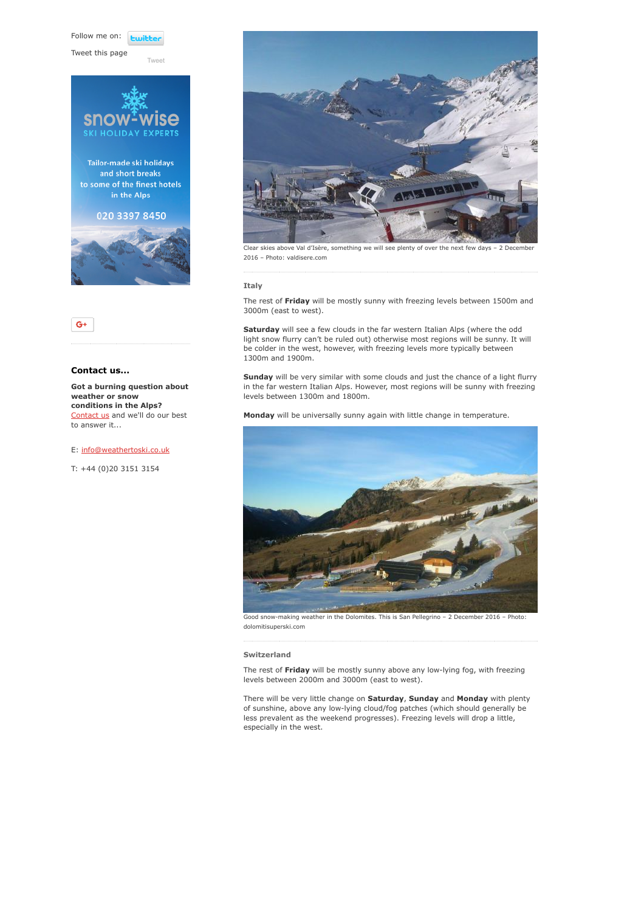Follow me on: twitter

Tweet this page

Tweet

snow-wise
SKI HOLIDAY EXPERTS

Tailor-made ski holidays and short breaks to some of the finest hotels in the Alps

020 3397 8450

### Contact us...

**Got a burning question about weather or snow conditions in the Alps?** Contact us and we'll do our best to answer it...

E: info@weathertoski.co.uk

T: +44 (0)20 3151 3154

Clear skies above Val d'Isère, something we will see plenty of over the next few days – 2 December 2016 – Photo: valdisere.com

### Italy

The rest of **Friday** will be mostly sunny with freezing levels between 1500m and 3000m (east to west).

**Saturday** will see a few clouds in the far western Italian Alps (where the odd light snow flurry can't be ruled out) otherwise most regions will be sunny. It will be colder in the west, however, with freezing levels more typically between 1300m and 1900m.

**Sunday** will be very similar with some clouds and just the chance of a light flurry in the far western Italian Alps. However, most regions will be sunny with freezing levels between 1300m and 1800m.

**Monday** will be universally sunny again with little change in temperature.

Good snow-making weather in the Dolomites. This is San Pellegrino – 2 December 2016 – Photo: dolomitisuperski.com

### Switzerland

The rest of **Friday** will be mostly sunny above any low-lying fog, with freezing levels between 2000m and 3000m (east to west).

There will be very little change on **Saturday**, **Sunday** and **Monday** with plenty of sunshine, above any low-lying cloud/fog patches (which should generally be less prevalent as the weekend progresses). Freezing levels will drop a little, especially in the west.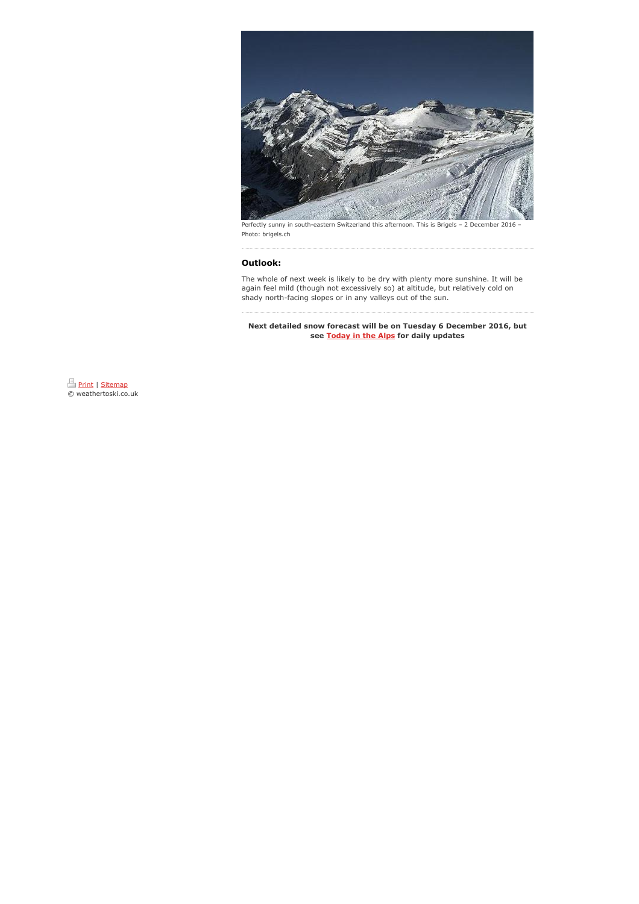Perfectly sunny in south-eastern Switzerland this afternoon. This is Brigels – 2 December 2016 – Photo: brigels.ch

### Outlook:

The whole of next week is likely to be dry with plenty more sunshine. It will be again feel mild (though not excessively so) at altitude, but relatively cold on shady north-facing slopes or in any valleys out of the sun.

**Next detailed snow forecast will be on Tuesday 6 December 2016, but see Today in the Alps for daily updates**

Print | Sitemap
© weathertoski.co.uk